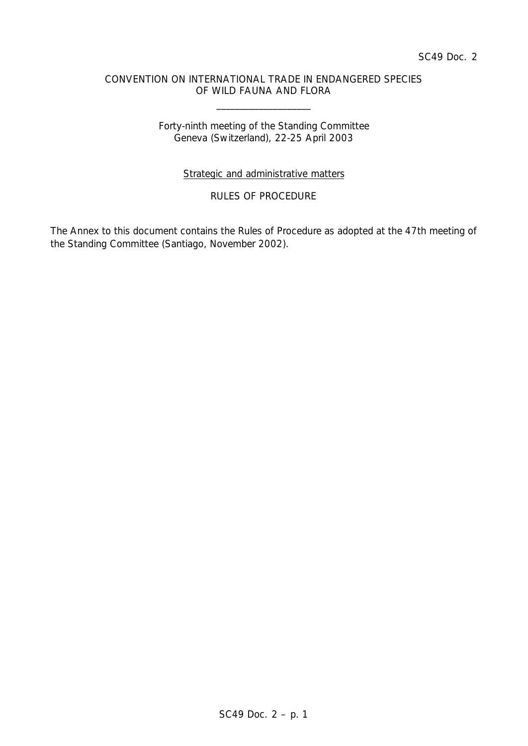SC49 Doc. 2

CONVENTION ON INTERNATIONAL TRADE IN ENDANGERED SPECIES
OF WILD FAUNA AND FLORA

\_\_\_\_\_\_\_\_\_\_\_\_\_\_\_\_\_\_\_\_

Forty-ninth meeting of the Standing Committee
Geneva (Switzerland), 22-25 April 2003

Strategic and administrative matters

RULES OF PROCEDURE

The Annex to this document contains the Rules of Procedure as adopted at the 47th meeting of the Standing Committee (Santiago, November 2002).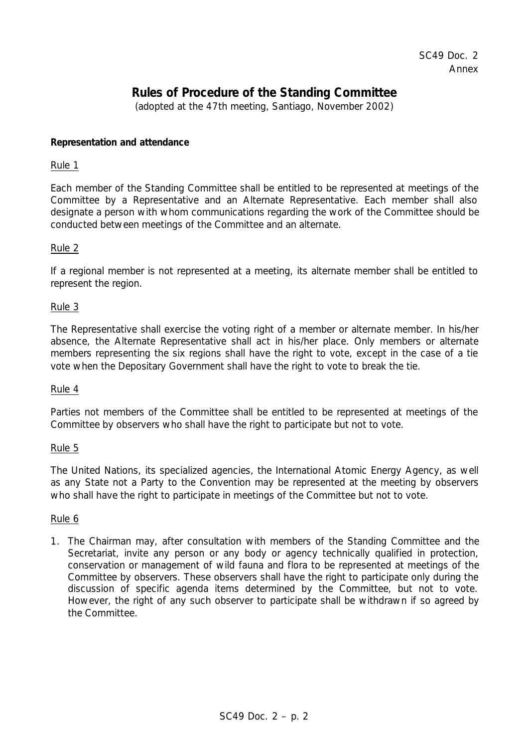SC49 Doc. 2
Annex

# Rules of Procedure of the Standing Committee

(adopted at the 47th meeting, Santiago, November 2002)

**Representation and attendance**

Rule 1

Each member of the Standing Committee shall be entitled to be represented at meetings of the Committee by a Representative and an Alternate Representative. Each member shall also designate a person with whom communications regarding the work of the Committee should be conducted between meetings of the Committee and an alternate.

Rule 2

If a regional member is not represented at a meeting, its alternate member shall be entitled to represent the region.

Rule 3

The Representative shall exercise the voting right of a member or alternate member. In his/her absence, the Alternate Representative shall act in his/her place. Only members or alternate members representing the six regions shall have the right to vote, except in the case of a tie vote when the Depositary Government shall have the right to vote to break the tie.

Rule 4

Parties not members of the Committee shall be entitled to be represented at meetings of the Committee by observers who shall have the right to participate but not to vote.

Rule 5

The United Nations, its specialized agencies, the International Atomic Energy Agency, as well as any State not a Party to the Convention may be represented at the meeting by observers who shall have the right to participate in meetings of the Committee but not to vote.

Rule 6

1. The Chairman may, after consultation with members of the Standing Committee and the Secretariat, invite any person or any body or agency technically qualified in protection, conservation or management of wild fauna and flora to be represented at meetings of the Committee by observers. These observers shall have the right to participate only during the discussion of specific agenda items determined by the Committee, but not to vote. However, the right of any such observer to participate shall be withdrawn if so agreed by the Committee.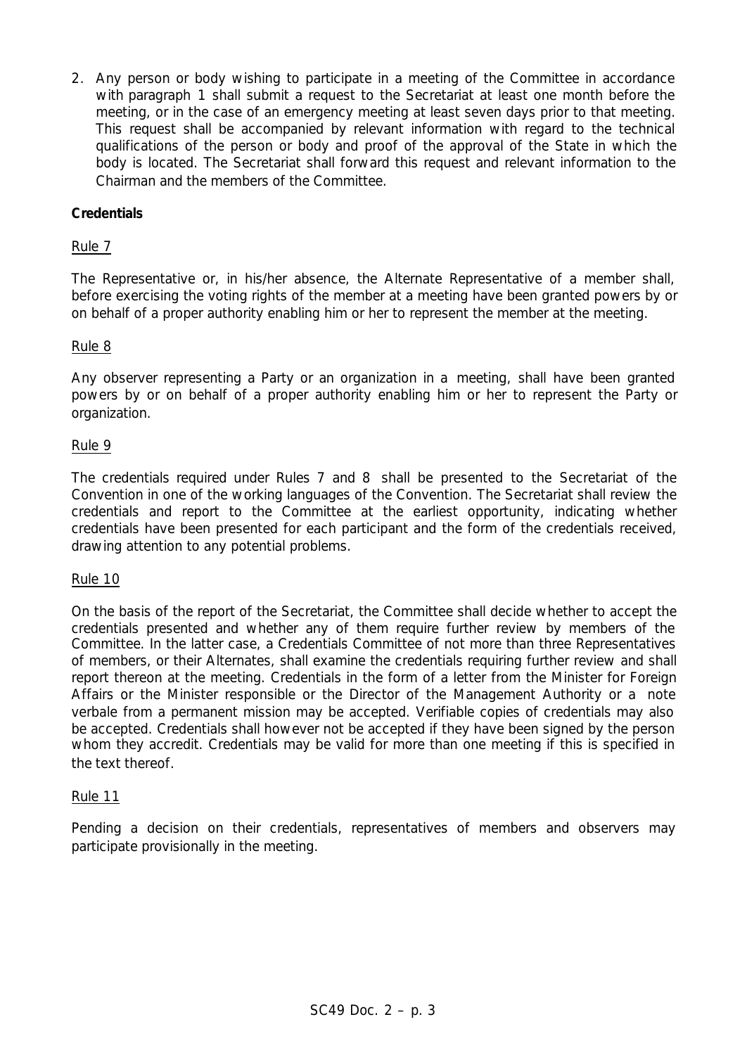2. Any person or body wishing to participate in a meeting of the Committee in accordance with paragraph 1 shall submit a request to the Secretariat at least one month before the meeting, or in the case of an emergency meeting at least seven days prior to that meeting. This request shall be accompanied by relevant information with regard to the technical qualifications of the person or body and proof of the approval of the State in which the body is located. The Secretariat shall forward this request and relevant information to the Chairman and the members of the Committee.

**Credentials**

Rule 7

The Representative or, in his/her absence, the Alternate Representative of a member shall, before exercising the voting rights of the member at a meeting have been granted powers by or on behalf of a proper authority enabling him or her to represent the member at the meeting.

Rule 8

Any observer representing a Party or an organization in a meeting, shall have been granted powers by or on behalf of a proper authority enabling him or her to represent the Party or organization.

Rule 9

The credentials required under Rules 7 and 8 shall be presented to the Secretariat of the Convention in one of the working languages of the Convention. The Secretariat shall review the credentials and report to the Committee at the earliest opportunity, indicating whether credentials have been presented for each participant and the form of the credentials received, drawing attention to any potential problems.

Rule 10

On the basis of the report of the Secretariat, the Committee shall decide whether to accept the credentials presented and whether any of them require further review by members of the Committee. In the latter case, a Credentials Committee of not more than three Representatives of members, or their Alternates, shall examine the credentials requiring further review and shall report thereon at the meeting. Credentials in the form of a letter from the Minister for Foreign Affairs or the Minister responsible or the Director of the Management Authority or a note verbale from a permanent mission may be accepted. Verifiable copies of credentials may also be accepted. Credentials shall however not be accepted if they have been signed by the person whom they accredit. Credentials may be valid for more than one meeting if this is specified in the text thereof.

Rule 11

Pending a decision on their credentials, representatives of members and observers may participate provisionally in the meeting.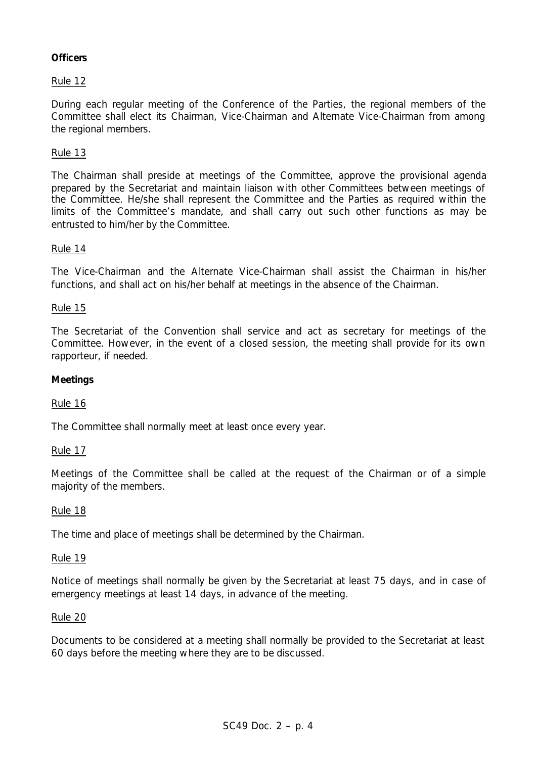**Officers**

Rule 12

During each regular meeting of the Conference of the Parties, the regional members of the Committee shall elect its Chairman, Vice-Chairman and Alternate Vice-Chairman from among the regional members.

Rule 13

The Chairman shall preside at meetings of the Committee, approve the provisional agenda prepared by the Secretariat and maintain liaison with other Committees between meetings of the Committee. He/she shall represent the Committee and the Parties as required within the limits of the Committee's mandate, and shall carry out such other functions as may be entrusted to him/her by the Committee.

Rule 14

The Vice-Chairman and the Alternate Vice-Chairman shall assist the Chairman in his/her functions, and shall act on his/her behalf at meetings in the absence of the Chairman.

Rule 15

The Secretariat of the Convention shall service and act as secretary for meetings of the Committee. However, in the event of a closed session, the meeting shall provide for its own rapporteur, if needed.

**Meetings**

Rule 16

The Committee shall normally meet at least once every year.

Rule 17

Meetings of the Committee shall be called at the request of the Chairman or of a simple majority of the members.

Rule 18

The time and place of meetings shall be determined by the Chairman.

Rule 19

Notice of meetings shall normally be given by the Secretariat at least 75 days, and in case of emergency meetings at least 14 days, in advance of the meeting.

Rule 20

Documents to be considered at a meeting shall normally be provided to the Secretariat at least 60 days before the meeting where they are to be discussed.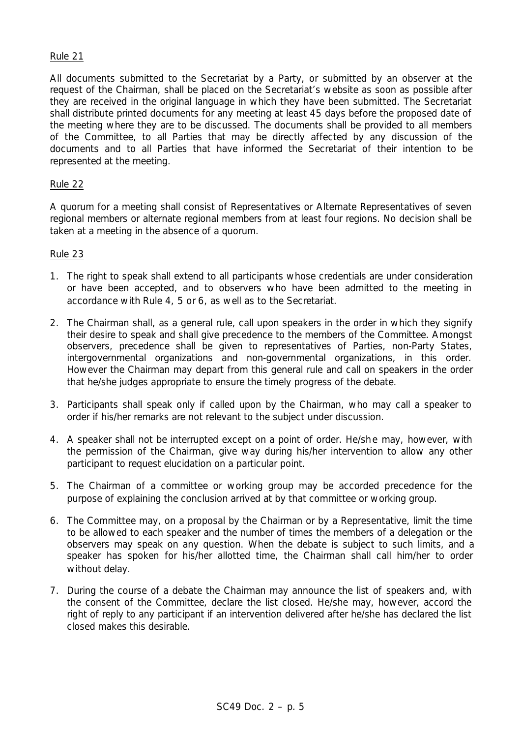Rule 21

All documents submitted to the Secretariat by a Party, or submitted by an observer at the request of the Chairman, shall be placed on the Secretariat's website as soon as possible after they are received in the original language in which they have been submitted. The Secretariat shall distribute printed documents for any meeting at least 45 days before the proposed date of the meeting where they are to be discussed. The documents shall be provided to all members of the Committee, to all Parties that may be directly affected by any discussion of the documents and to all Parties that have informed the Secretariat of their intention to be represented at the meeting.

Rule 22

A quorum for a meeting shall consist of Representatives or Alternate Representatives of seven regional members or alternate regional members from at least four regions. No decision shall be taken at a meeting in the absence of a quorum.

Rule 23

1. The right to speak shall extend to all participants whose credentials are under consideration or have been accepted, and to observers who have been admitted to the meeting in accordance with Rule 4, 5 or 6, as well as to the Secretariat.

2. The Chairman shall, as a general rule, call upon speakers in the order in which they signify their desire to speak and shall give precedence to the members of the Committee. Amongst observers, precedence shall be given to representatives of Parties, non-Party States, intergovernmental organizations and non-governmental organizations, in this order. However the Chairman may depart from this general rule and call on speakers in the order that he/she judges appropriate to ensure the timely progress of the debate.

3. Participants shall speak only if called upon by the Chairman, who may call a speaker to order if his/her remarks are not relevant to the subject under discussion.

4. A speaker shall not be interrupted except on a point of order. He/she may, however, with the permission of the Chairman, give way during his/her intervention to allow any other participant to request elucidation on a particular point.

5. The Chairman of a committee or working group may be accorded precedence for the purpose of explaining the conclusion arrived at by that committee or working group.

6. The Committee may, on a proposal by the Chairman or by a Representative, limit the time to be allowed to each speaker and the number of times the members of a delegation or the observers may speak on any question. When the debate is subject to such limits, and a speaker has spoken for his/her allotted time, the Chairman shall call him/her to order without delay.

7. During the course of a debate the Chairman may announce the list of speakers and, with the consent of the Committee, declare the list closed. He/she may, however, accord the right of reply to any participant if an intervention delivered after he/she has declared the list closed makes this desirable.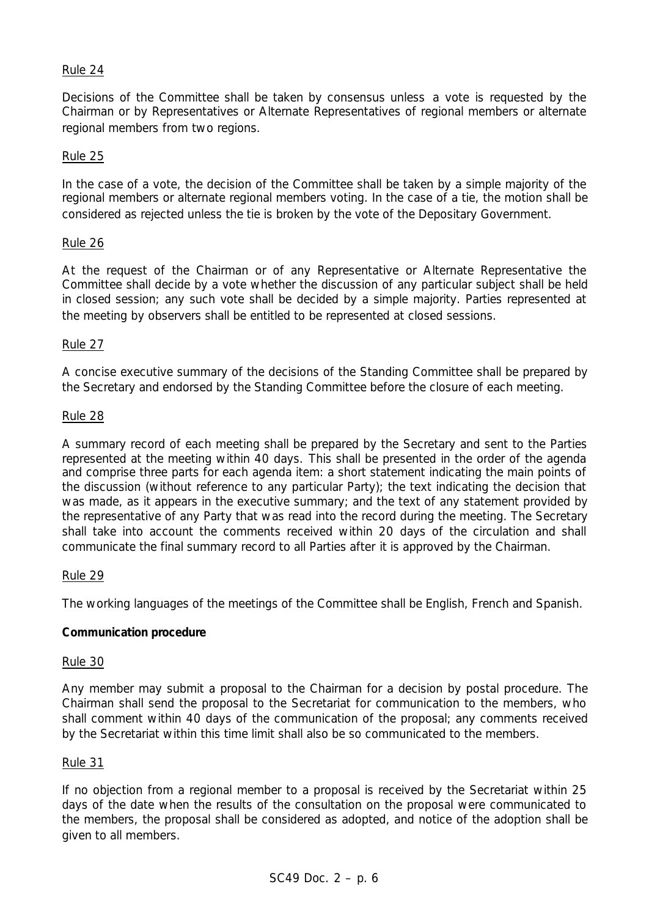Rule 24

Decisions of the Committee shall be taken by consensus unless a vote is requested by the Chairman or by Representatives or Alternate Representatives of regional members or alternate regional members from two regions.

Rule 25

In the case of a vote, the decision of the Committee shall be taken by a simple majority of the regional members or alternate regional members voting. In the case of a tie, the motion shall be considered as rejected unless the tie is broken by the vote of the Depositary Government.

Rule 26

At the request of the Chairman or of any Representative or Alternate Representative the Committee shall decide by a vote whether the discussion of any particular subject shall be held in closed session; any such vote shall be decided by a simple majority. Parties represented at the meeting by observers shall be entitled to be represented at closed sessions.

Rule 27

A concise executive summary of the decisions of the Standing Committee shall be prepared by the Secretary and endorsed by the Standing Committee before the closure of each meeting.

Rule 28

A summary record of each meeting shall be prepared by the Secretary and sent to the Parties represented at the meeting within 40 days. This shall be presented in the order of the agenda and comprise three parts for each agenda item: a short statement indicating the main points of the discussion (without reference to any particular Party); the text indicating the decision that was made, as it appears in the executive summary; and the text of any statement provided by the representative of any Party that was read into the record during the meeting. The Secretary shall take into account the comments received within 20 days of the circulation and shall communicate the final summary record to all Parties after it is approved by the Chairman.

Rule 29

The working languages of the meetings of the Committee shall be English, French and Spanish.

**Communication procedure**

Rule 30

Any member may submit a proposal to the Chairman for a decision by postal procedure. The Chairman shall send the proposal to the Secretariat for communication to the members, who shall comment within 40 days of the communication of the proposal; any comments received by the Secretariat within this time limit shall also be so communicated to the members.

Rule 31

If no objection from a regional member to a proposal is received by the Secretariat within 25 days of the date when the results of the consultation on the proposal were communicated to the members, the proposal shall be considered as adopted, and notice of the adoption shall be given to all members.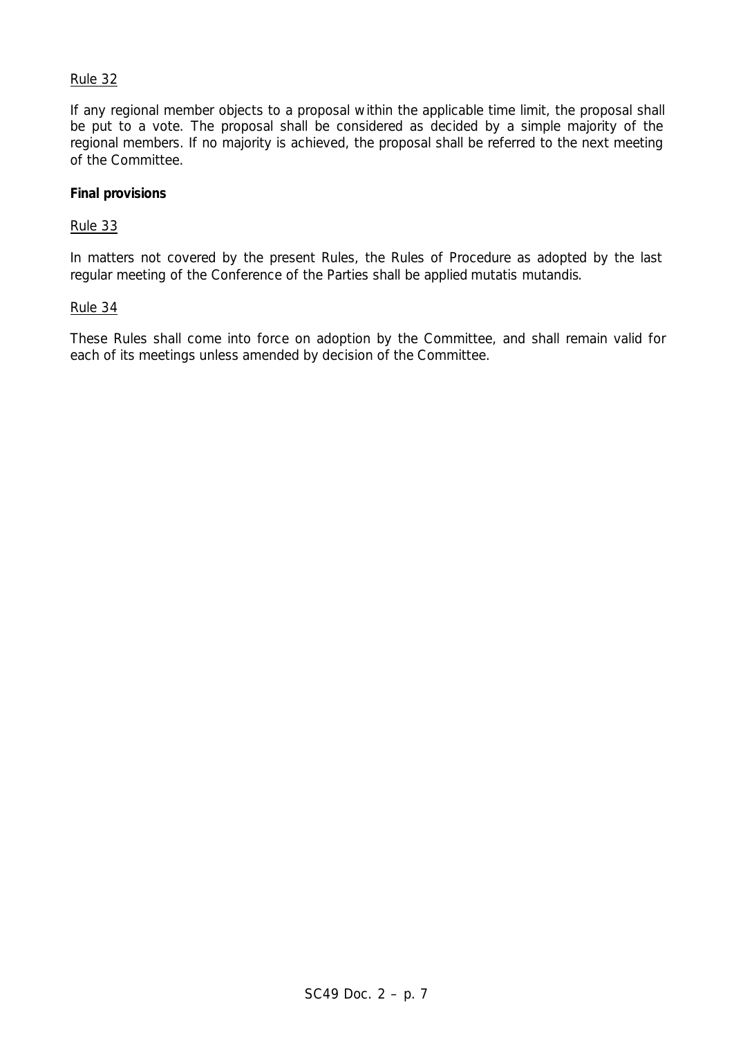Rule 32

If any regional member objects to a proposal within the applicable time limit, the proposal shall be put to a vote. The proposal shall be considered as decided by a simple majority of the regional members. If no majority is achieved, the proposal shall be referred to the next meeting of the Committee.

**Final provisions**

Rule 33

In matters not covered by the present Rules, the Rules of Procedure as adopted by the last regular meeting of the Conference of the Parties shall be applied *mutatis mutandis*.

Rule 34

These Rules shall come into force on adoption by the Committee, and shall remain valid for each of its meetings unless amended by decision of the Committee.